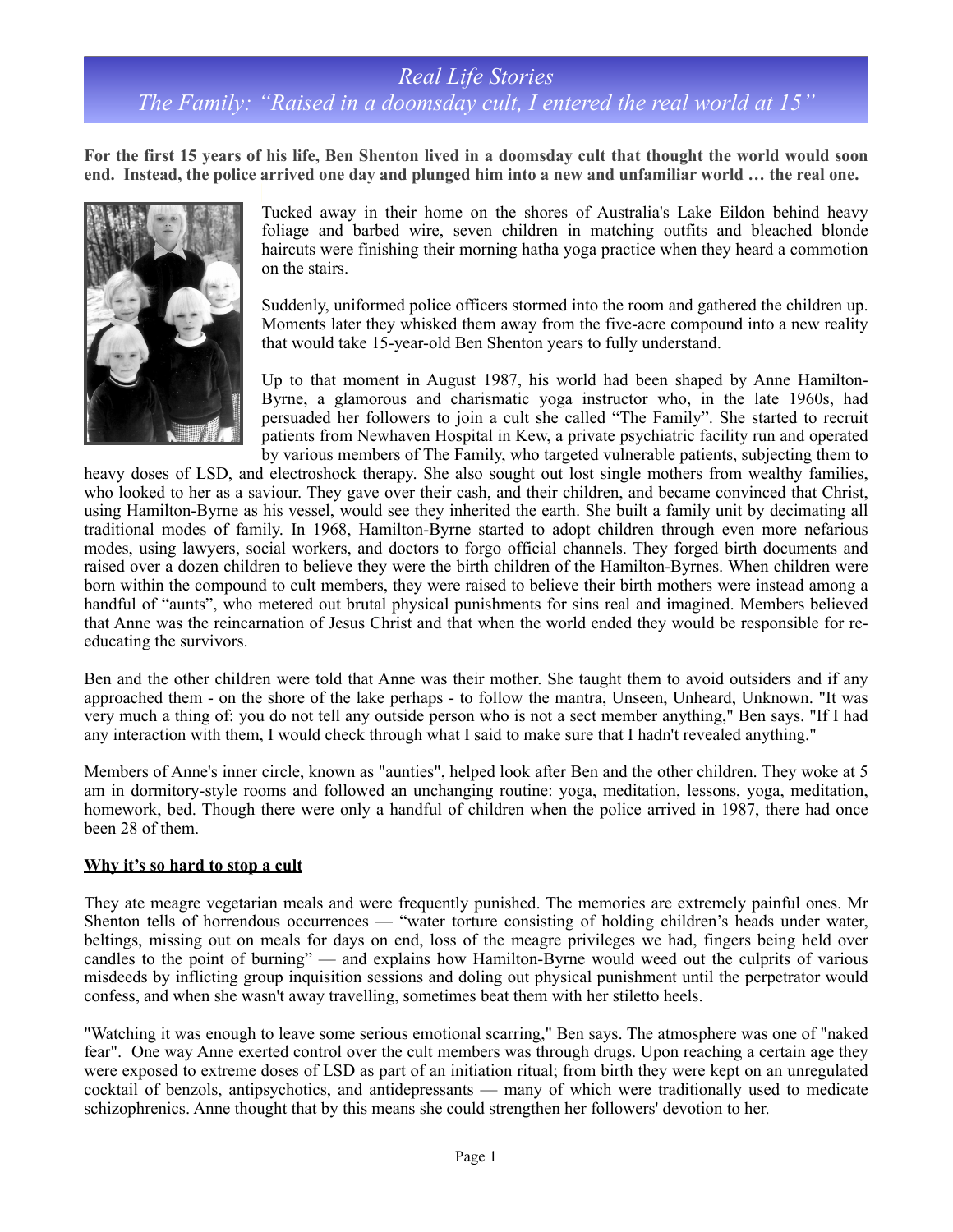# *Real Life Stories*
## *The Family: "Raised in a doomsday cult, I entered the real world at 15"*

**For the first 15 years of his life, Ben Shenton lived in a doomsday cult that thought the world would soon end. Instead, the police arrived one day and plunged him into a new and unfamiliar world … the real one.**

Tucked away in their home on the shores of Australia's Lake Eildon behind heavy foliage and barbed wire, seven children in matching outfits and bleached blonde haircuts were finishing their morning hatha yoga practice when they heard a commotion on the stairs.

Suddenly, uniformed police officers stormed into the room and gathered the children up. Moments later they whisked them away from the five-acre compound into a new reality that would take 15-year-old Ben Shenton years to fully understand.

Up to that moment in August 1987, his world had been shaped by Anne Hamilton-Byrne, a glamorous and charismatic yoga instructor who, in the late 1960s, had persuaded her followers to join a cult she called "The Family". She started to recruit patients from Newhaven Hospital in Kew, a private psychiatric facility run and operated by various members of The Family, who targeted vulnerable patients, subjecting them to heavy doses of LSD, and electroshock therapy. She also sought out lost single mothers from wealthy families, who looked to her as a saviour. They gave over their cash, and their children, and became convinced that Christ, using Hamilton-Byrne as his vessel, would see they inherited the earth. She built a family unit by decimating all traditional modes of family. In 1968, Hamilton-Byrne started to adopt children through even more nefarious modes, using lawyers, social workers, and doctors to forgo official channels. They forged birth documents and raised over a dozen children to believe they were the birth children of the Hamilton-Byrnes. When children were born within the compound to cult members, they were raised to believe their birth mothers were instead among a handful of "aunts", who metered out brutal physical punishments for sins real and imagined. Members believed that Anne was the reincarnation of Jesus Christ and that when the world ended they would be responsible for re-educating the survivors.

Ben and the other children were told that Anne was their mother. She taught them to avoid outsiders and if any approached them - on the shore of the lake perhaps - to follow the mantra, Unseen, Unheard, Unknown. "It was very much a thing of: you do not tell any outside person who is not a sect member anything," Ben says. "If I had any interaction with them, I would check through what I said to make sure that I hadn't revealed anything."

Members of Anne's inner circle, known as "aunties", helped look after Ben and the other children. They woke at 5 am in dormitory-style rooms and followed an unchanging routine: yoga, meditation, lessons, yoga, meditation, homework, bed. Though there were only a handful of children when the police arrived in 1987, there had once been 28 of them.

### Why it's so hard to stop a cult

They ate meagre vegetarian meals and were frequently punished. The memories are extremely painful ones. Mr Shenton tells of horrendous occurrences — "water torture consisting of holding children's heads under water, beltings, missing out on meals for days on end, loss of the meagre privileges we had, fingers being held over candles to the point of burning" — and explains how Hamilton-Byrne would weed out the culprits of various misdeeds by inflicting group inquisition sessions and doling out physical punishment until the perpetrator would confess, and when she wasn't away travelling, sometimes beat them with her stiletto heels.

"Watching it was enough to leave some serious emotional scarring," Ben says. The atmosphere was one of "naked fear". One way Anne exerted control over the cult members was through drugs. Upon reaching a certain age they were exposed to extreme doses of LSD as part of an initiation ritual; from birth they were kept on an unregulated cocktail of benzols, antipsychotics, and antidepressants — many of which were traditionally used to medicate schizophrenics. Anne thought that by this means she could strengthen her followers' devotion to her.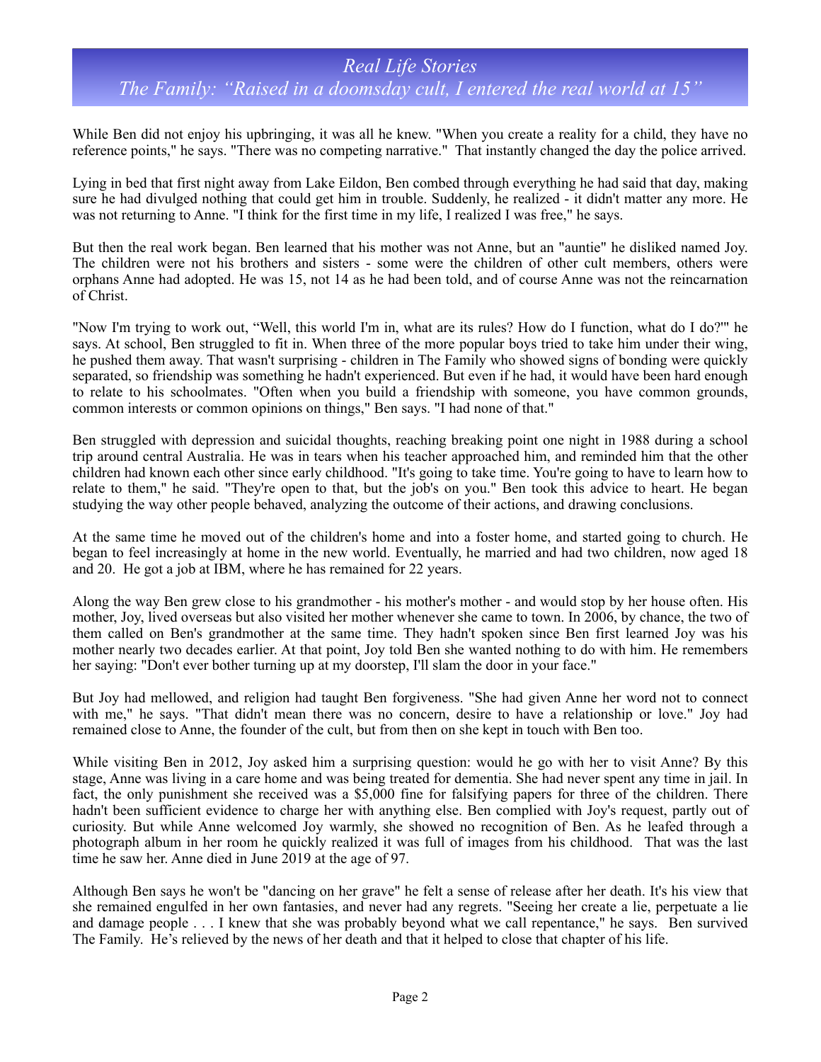While Ben did not enjoy his upbringing, it was all he knew. "When you create a reality for a child, they have no reference points," he says. "There was no competing narrative." That instantly changed the day the police arrived.

Lying in bed that first night away from Lake Eildon, Ben combed through everything he had said that day, making sure he had divulged nothing that could get him in trouble. Suddenly, he realized - it didn't matter any more. He was not returning to Anne. "I think for the first time in my life, I realized I was free," he says.

But then the real work began. Ben learned that his mother was not Anne, but an "auntie" he disliked named Joy. The children were not his brothers and sisters - some were the children of other cult members, others were orphans Anne had adopted. He was 15, not 14 as he had been told, and of course Anne was not the reincarnation of Christ.

"Now I'm trying to work out, "Well, this world I'm in, what are its rules? How do I function, what do I do?'" he says. At school, Ben struggled to fit in. When three of the more popular boys tried to take him under their wing, he pushed them away. That wasn't surprising - children in The Family who showed signs of bonding were quickly separated, so friendship was something he hadn't experienced. But even if he had, it would have been hard enough to relate to his schoolmates. "Often when you build a friendship with someone, you have common grounds, common interests or common opinions on things," Ben says. "I had none of that."

Ben struggled with depression and suicidal thoughts, reaching breaking point one night in 1988 during a school trip around central Australia. He was in tears when his teacher approached him, and reminded him that the other children had known each other since early childhood. "It's going to take time. You're going to have to learn how to relate to them," he said. "They're open to that, but the job's on you." Ben took this advice to heart. He began studying the way other people behaved, analyzing the outcome of their actions, and drawing conclusions.

At the same time he moved out of the children's home and into a foster home, and started going to church. He began to feel increasingly at home in the new world. Eventually, he married and had two children, now aged 18 and 20. He got a job at IBM, where he has remained for 22 years.

Along the way Ben grew close to his grandmother - his mother's mother - and would stop by her house often. His mother, Joy, lived overseas but also visited her mother whenever she came to town. In 2006, by chance, the two of them called on Ben's grandmother at the same time. They hadn't spoken since Ben first learned Joy was his mother nearly two decades earlier. At that point, Joy told Ben she wanted nothing to do with him. He remembers her saying: "Don't ever bother turning up at my doorstep, I'll slam the door in your face."

But Joy had mellowed, and religion had taught Ben forgiveness. "She had given Anne her word not to connect with me," he says. "That didn't mean there was no concern, desire to have a relationship or love." Joy had remained close to Anne, the founder of the cult, but from then on she kept in touch with Ben too.

While visiting Ben in 2012, Joy asked him a surprising question: would he go with her to visit Anne? By this stage, Anne was living in a care home and was being treated for dementia. She had never spent any time in jail. In fact, the only punishment she received was a $5,000 fine for falsifying papers for three of the children. There hadn't been sufficient evidence to charge her with anything else. Ben complied with Joy's request, partly out of curiosity. But while Anne welcomed Joy warmly, she showed no recognition of Ben. As he leafed through a photograph album in her room he quickly realized it was full of images from his childhood. That was the last time he saw her. Anne died in June 2019 at the age of 97.

Although Ben says he won't be "dancing on her grave" he felt a sense of release after her death. It's his view that she remained engulfed in her own fantasies, and never had any regrets. "Seeing her create a lie, perpetuate a lie and damage people . . . I knew that she was probably beyond what we call repentance," he says. Ben survived The Family. He's relieved by the news of her death and that it helped to close that chapter of his life.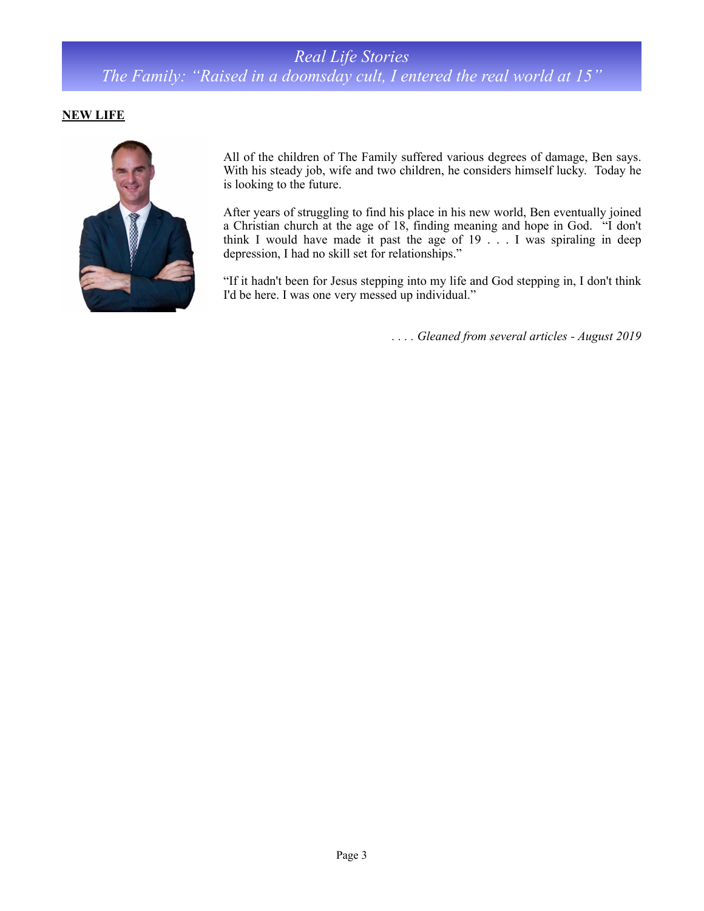## NEW LIFE

All of the children of The Family suffered various degrees of damage, Ben says. With his steady job, wife and two children, he considers himself lucky. Today he is looking to the future.

After years of struggling to find his place in his new world, Ben eventually joined a Christian church at the age of 18, finding meaning and hope in God. "I don't think I would have made it past the age of 19 . . . I was spiraling in deep depression, I had no skill set for relationships."

"If it hadn't been for Jesus stepping into my life and God stepping in, I don't think I'd be here. I was one very messed up individual."

*. . . . Gleaned from several articles - August 2019*